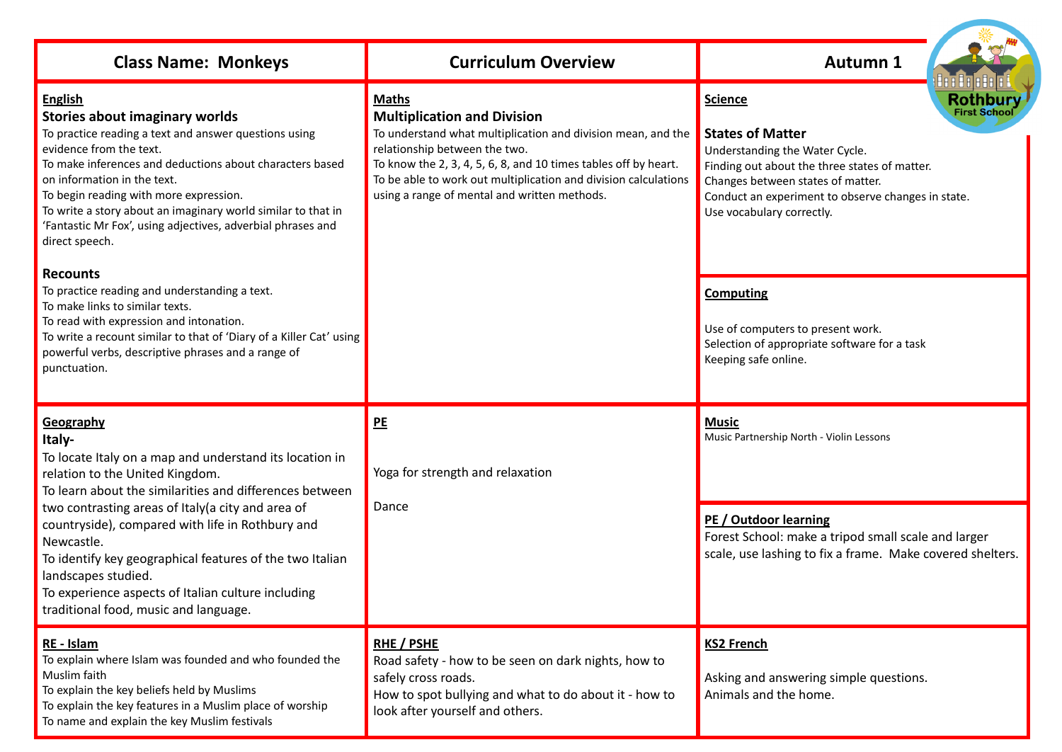| Class Name: Monkeys | Curriculum Overview | Autumn 1 |
|---|---|---|

## English

### Stories about imaginary worlds

To practice reading a text and answer questions using evidence from the text.
To make inferences and deductions about characters based on information in the text.
To begin reading with more expression.
To write a story about an imaginary world similar to that in 'Fantastic Mr Fox', using adjectives, adverbial phrases and direct speech.

### Recounts

To practice reading and understanding a text.
To make links to similar texts.
To read with expression and intonation.
To write a recount similar to that of 'Diary of a Killer Cat' using powerful verbs, descriptive phrases and a range of punctuation.

## Maths

### Multiplication and Division

To understand what multiplication and division mean, and the relationship between the two.
To know the 2, 3, 4, 5, 6, 8, and 10 times tables off by heart.
To be able to work out multiplication and division calculations using a range of mental and written methods.

## Science

### States of Matter

Understanding the Water Cycle.
Finding out about the three states of matter.
Changes between states of matter.
Conduct an experiment to observe changes in state.
Use vocabulary correctly.

## Computing

Use of computers to present work.
Selection of appropriate software for a task
Keeping safe online.

## Geography

### Italy-

To locate Italy on a map and understand its location in relation to the United Kingdom.
To learn about the similarities and differences between two contrasting areas of Italy(a city and area of countryside), compared with life in Rothbury and Newcastle.
To identify key geographical features of the two Italian landscapes studied.
To experience aspects of Italian culture including traditional food, music and language.

## PE

Yoga for strength and relaxation

Dance

## Music

Music Partnership North - Violin Lessons

## PE / Outdoor learning

Forest School: make a tripod small scale and larger scale, use lashing to fix a frame. Make covered shelters.

## RE - Islam

To explain where Islam was founded and who founded the Muslim faith
To explain the key beliefs held by Muslims
To explain the key features in a Muslim place of worship
To name and explain the key Muslim festivals

## RHE / PSHE

Road safety - how to be seen on dark nights, how to safely cross roads.
How to spot bullying and what to do about it - how to look after yourself and others.

## KS2 French

Asking and answering simple questions.
Animals and the home.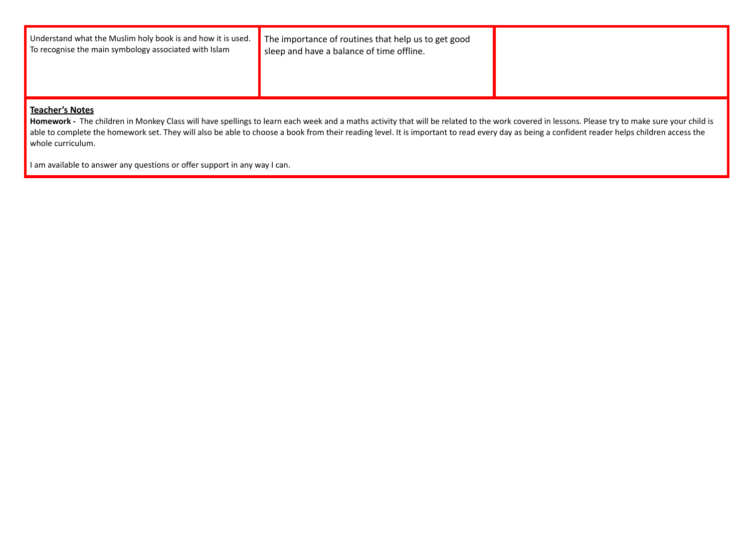| | | |
|---|---|---|
| Understand what the Muslim holy book is and how it is used. To recognise the main symbology associated with Islam | The importance of routines that help us to get good sleep and have a balance of time offline. | |

**Teacher's Notes**

**Homework -** The children in Monkey Class will have spellings to learn each week and a maths activity that will be related to the work covered in lessons. Please try to make sure your child is able to complete the homework set. They will also be able to choose a book from their reading level. It is important to read every day as being a confident reader helps children access the whole curriculum.

I am available to answer any questions or offer support in any way I can.